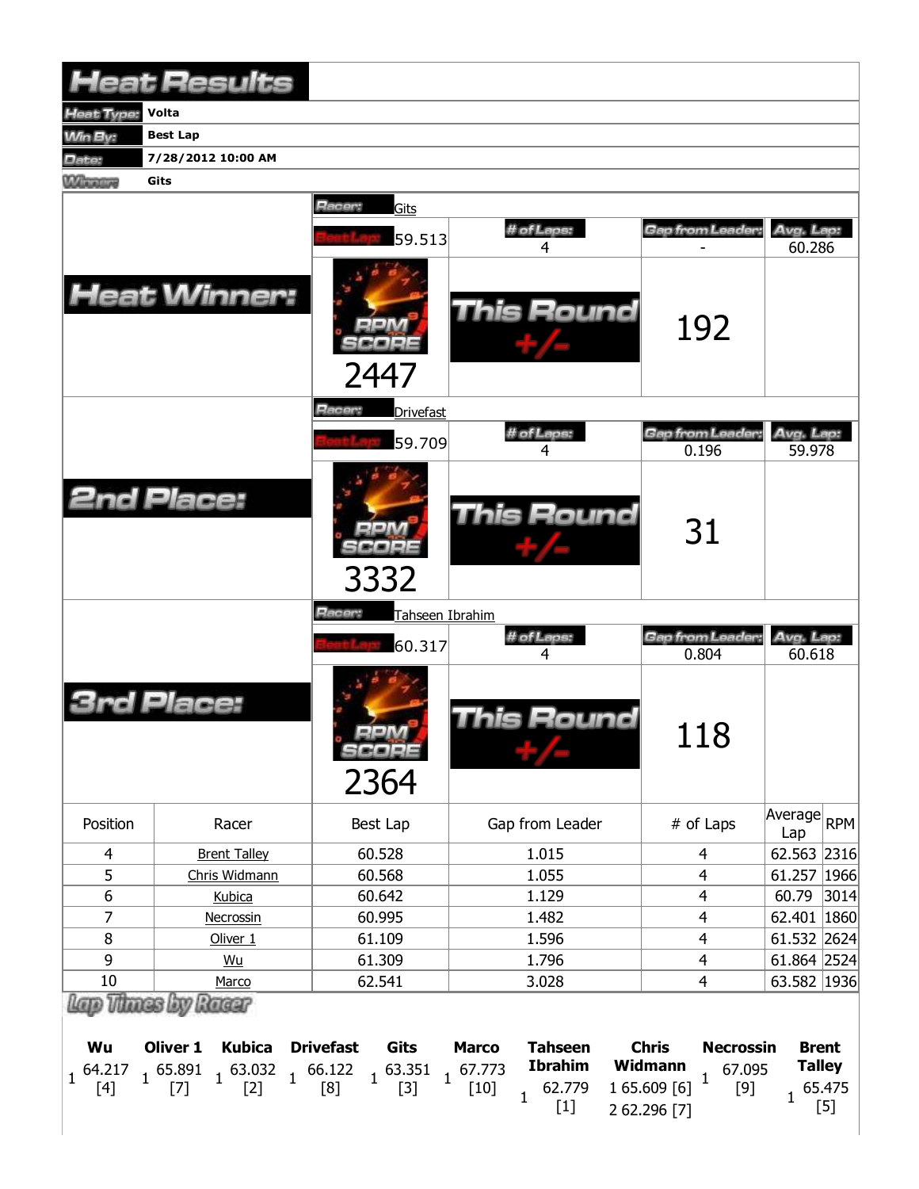# Heat Results

| | |
|---|---|
| Heat Type: | Volta |
| Win By: | Best Lap |
| Date: | 7/28/2012 10:00 AM |
| Winner: | Gits |

## Heat Winner:

Racer: Gits

| Best Lap | # of Laps | Gap from Leader | Avg. Lap |
|---|---|---|---|
| 59.513 | 4 | - | 60.286 |

RPM SCORE: 2447

This Round +/-: 192

## 2nd Place:

Racer: Drivefast

| Best Lap | # of Laps | Gap from Leader | Avg. Lap |
|---|---|---|---|
| 59.709 | 4 | 0.196 | 59.978 |

RPM SCORE: 3332

This Round +/-: 31

## 3rd Place:

Racer: Tahseen Ibrahim

| Best Lap | # of Laps | Gap from Leader | Avg. Lap |
|---|---|---|---|
| 60.317 | 4 | 0.804 | 60.618 |

RPM SCORE: 2364

This Round +/-: 118

| Position | Racer | Best Lap | Gap from Leader | # of Laps | Average Lap | RPM |
|---|---|---|---|---|---|---|
| 4 | Brent Talley | 60.528 | 1.015 | 4 | 62.563 | 2316 |
| 5 | Chris Widmann | 60.568 | 1.055 | 4 | 61.257 | 1966 |
| 6 | Kubica | 60.642 | 1.129 | 4 | 60.79 | 3014 |
| 7 | Necrossin | 60.995 | 1.482 | 4 | 62.401 | 1860 |
| 8 | Oliver 1 | 61.109 | 1.596 | 4 | 61.532 | 2624 |
| 9 | Wu | 61.309 | 1.796 | 4 | 61.864 | 2524 |
| 10 | Marco | 62.541 | 3.028 | 4 | 63.582 | 1936 |

## Lap Times by Racer

| Lap | Wu | Oliver 1 | Kubica | Drivefast | Gits | Marco | Tahseen Ibrahim | Chris Widmann | Necrossin | Brent Talley |
|---|---|---|---|---|---|---|---|---|---|---|
| 1 | 64.217 [4] | 65.891 [7] | 63.032 [2] | 66.122 [8] | 63.351 [3] | 67.773 [10] | 62.779 [1] | 65.609 [6] | 67.095 [9] | 65.475 [5] |
| 2 | | | | | | | | 62.296 [7] | | |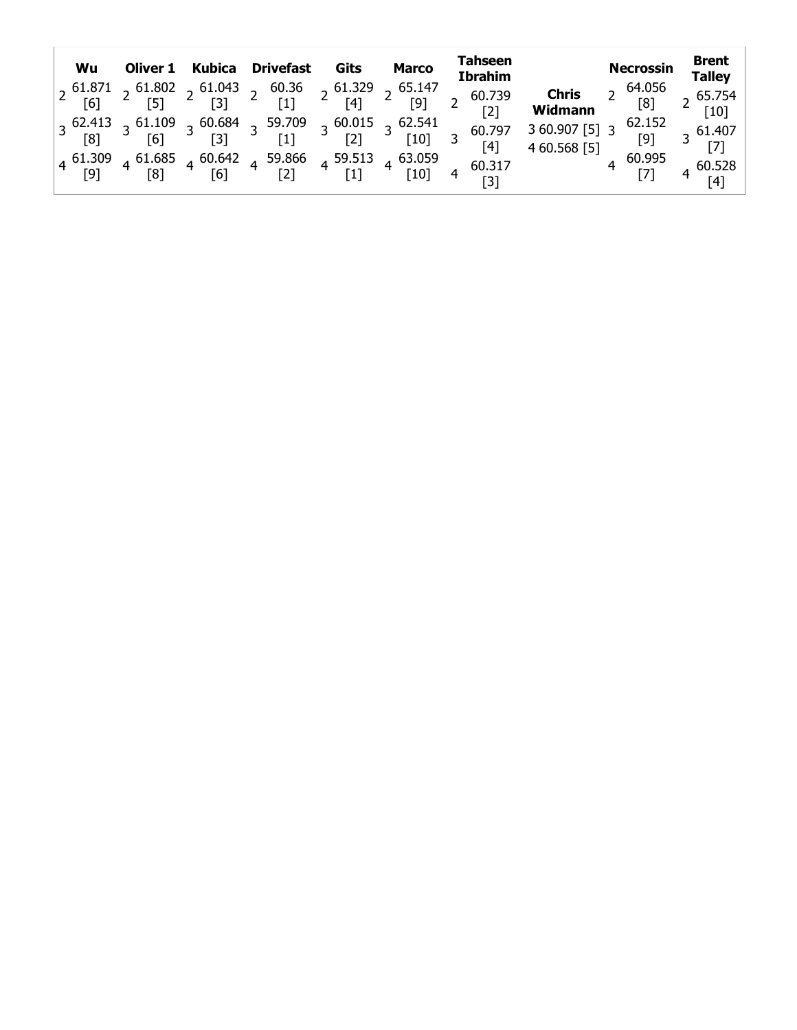| Wu | Oliver 1 | Kubica | Drivefast | Gits | Marco | Tahseen Ibrahim | Chris Widmann | Necrossin | Brent Talley |
|---|---|---|---|---|---|---|---|---|---|
| 2 61.871 [6] | 2 61.802 [5] | 2 61.043 [3] | 2 60.36 [1] | 2 61.329 [4] | 2 65.147 [9] | 2 60.739 [2] | 3 60.907 [5] | 2 64.056 [8] | 2 65.754 [10] |
| 3 62.413 [8] | 3 61.109 [6] | 3 60.684 [3] | 3 59.709 [1] | 3 60.015 [2] | 3 62.541 [10] | 3 60.797 [4] | 4 60.568 [5] | 3 62.152 [9] | 3 61.407 [7] |
| 4 61.309 [9] | 4 61.685 [8] | 4 60.642 [6] | 4 59.866 [2] | 4 59.513 [1] | 4 63.059 [10] | 4 60.317 [3] | | 4 60.995 [7] | 4 60.528 [4] |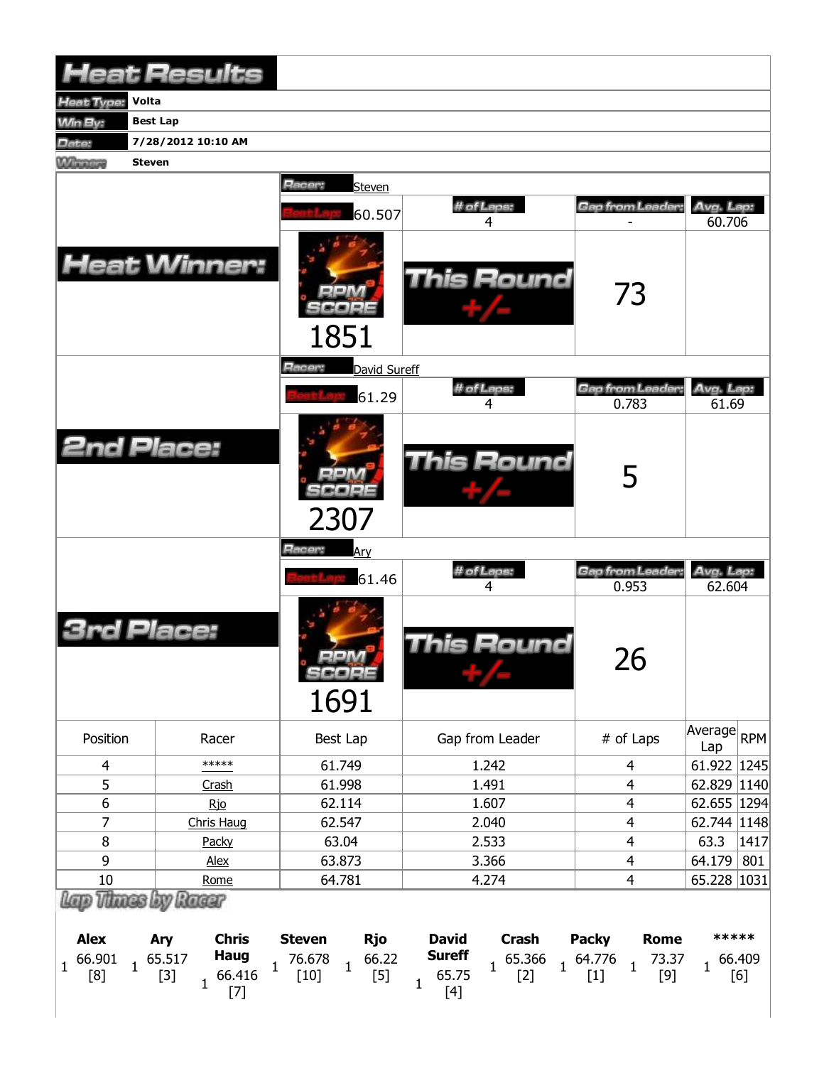# Heat Results

| | |
|---|---|
| Heat Type: | Volta |
| Win By: | Best Lap |
| Date: | 7/28/2012 10:10 AM |
| Winner: | Steven |

## Heat Winner:

Racer: Steven

| Best Lap | # of Laps | Gap from Leader | Avg. Lap |
|---|---|---|---|
| 60.507 | 4 | - | 60.706 |

RPM SCORE: 1851

This Round +/-: 73

## 2nd Place:

Racer: David Sureff

| Best Lap | # of Laps | Gap from Leader | Avg. Lap |
|---|---|---|---|
| 61.29 | 4 | 0.783 | 61.69 |

RPM SCORE: 2307

This Round +/-: 5

## 3rd Place:

Racer: Ary

| Best Lap | # of Laps | Gap from Leader | Avg. Lap |
|---|---|---|---|
| 61.46 | 4 | 0.953 | 62.604 |

RPM SCORE: 1691

This Round +/-: 26

| Position | Racer | Best Lap | Gap from Leader | # of Laps | Average Lap | RPM |
|---|---|---|---|---|---|---|
| 4 | ***** | 61.749 | 1.242 | 4 | 61.922 | 1245 |
| 5 | Crash | 61.998 | 1.491 | 4 | 62.829 | 1140 |
| 6 | Rjo | 62.114 | 1.607 | 4 | 62.655 | 1294 |
| 7 | Chris Haug | 62.547 | 2.040 | 4 | 62.744 | 1148 |
| 8 | Packy | 63.04 | 2.533 | 4 | 63.3 | 1417 |
| 9 | Alex | 63.873 | 3.366 | 4 | 64.179 | 801 |
| 10 | Rome | 64.781 | 4.274 | 4 | 65.228 | 1031 |

## Lap Times by Racer

| | Alex | Ary | Chris Haug | Steven | Rjo | David Sureff | Crash | Packy | Rome | ***** |
|---|---|---|---|---|---|---|---|---|---|---|
| 1 | 66.901 [8] | 65.517 [3] | 66.416 [7] | 76.678 [10] | 66.22 [5] | 65.75 [4] | 65.366 [2] | 64.776 [1] | 73.37 [9] | 66.409 [6] |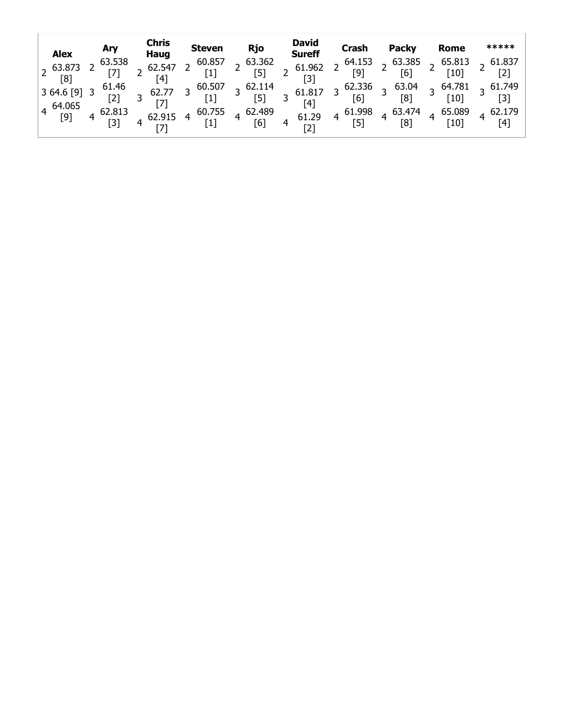| Alex | | Ary | | Chris Haug | | Steven | | Rjo | | David Sureff | | Crash | | Packy | | Rome | | ***** | |
|---|---|---|---|---|---|---|---|---|---|---|---|---|---|---|---|---|---|---|---|
| 2 | 63.873 [8] | 2 | 63.538 [7] | 2 | 62.547 [4] | 2 | 60.857 [1] | 2 | 63.362 [5] | 2 | 61.962 [3] | 2 | 64.153 [9] | 2 | 63.385 [6] | 2 | 65.813 [10] | 2 | 61.837 [2] |
| 3 | 64.6 [9] | 3 | 61.46 [2] | 3 | 62.77 [7] | 3 | 60.507 [1] | 3 | 62.114 [5] | 3 | 61.817 [4] | 3 | 62.336 [6] | 3 | 63.04 [8] | 3 | 64.781 [10] | 3 | 61.749 [3] |
| 4 | 64.065 [9] | 4 | 62.813 [3] | 4 | 62.915 [7] | 4 | 60.755 [1] | 4 | 62.489 [6] | 4 | 61.29 [2] | 4 | 61.998 [5] | 4 | 63.474 [8] | 4 | 65.089 [10] | 4 | 62.179 [4] |